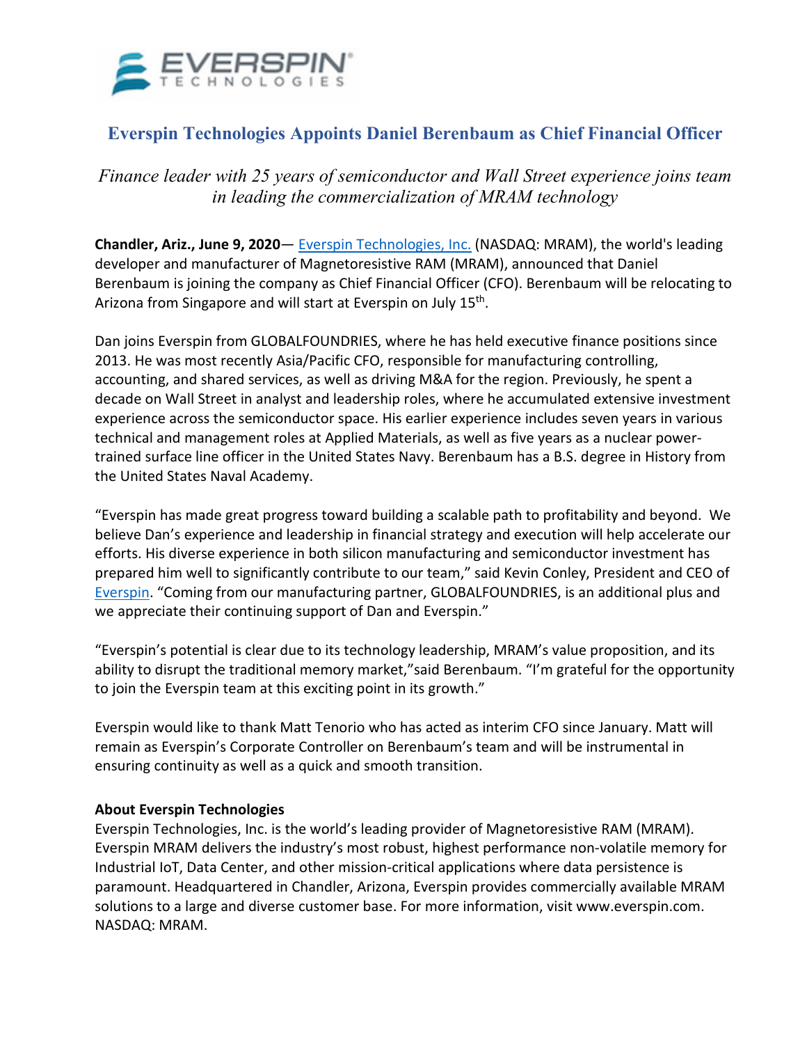# Everspin Technologies Appoints Daniel Berenbaum as Chief Financial Officer

*Finance leader with 25 years of semiconductor and Wall Street experience joins team in leading the commercialization of MRAM technology*

**Chandler, Ariz., June 9, 2020**— Everspin Technologies, Inc. (NASDAQ: MRAM), the world's leading developer and manufacturer of Magnetoresistive RAM (MRAM), announced that Daniel Berenbaum is joining the company as Chief Financial Officer (CFO). Berenbaum will be relocating to Arizona from Singapore and will start at Everspin on July 15th.

Dan joins Everspin from GLOBALFOUNDRIES, where he has held executive finance positions since 2013. He was most recently Asia/Pacific CFO, responsible for manufacturing controlling, accounting, and shared services, as well as driving M&A for the region. Previously, he spent a decade on Wall Street in analyst and leadership roles, where he accumulated extensive investment experience across the semiconductor space. His earlier experience includes seven years in various technical and management roles at Applied Materials, as well as five years as a nuclear power-trained surface line officer in the United States Navy. Berenbaum has a B.S. degree in History from the United States Naval Academy.

"Everspin has made great progress toward building a scalable path to profitability and beyond. We believe Dan's experience and leadership in financial strategy and execution will help accelerate our efforts. His diverse experience in both silicon manufacturing and semiconductor investment has prepared him well to significantly contribute to our team," said Kevin Conley, President and CEO of Everspin. "Coming from our manufacturing partner, GLOBALFOUNDRIES, is an additional plus and we appreciate their continuing support of Dan and Everspin."

"Everspin's potential is clear due to its technology leadership, MRAM's value proposition, and its ability to disrupt the traditional memory market,"said Berenbaum. "I'm grateful for the opportunity to join the Everspin team at this exciting point in its growth."

Everspin would like to thank Matt Tenorio who has acted as interim CFO since January. Matt will remain as Everspin's Corporate Controller on Berenbaum's team and will be instrumental in ensuring continuity as well as a quick and smooth transition.

**About Everspin Technologies**

Everspin Technologies, Inc. is the world's leading provider of Magnetoresistive RAM (MRAM). Everspin MRAM delivers the industry's most robust, highest performance non-volatile memory for Industrial IoT, Data Center, and other mission-critical applications where data persistence is paramount. Headquartered in Chandler, Arizona, Everspin provides commercially available MRAM solutions to a large and diverse customer base. For more information, visit www.everspin.com. NASDAQ: MRAM.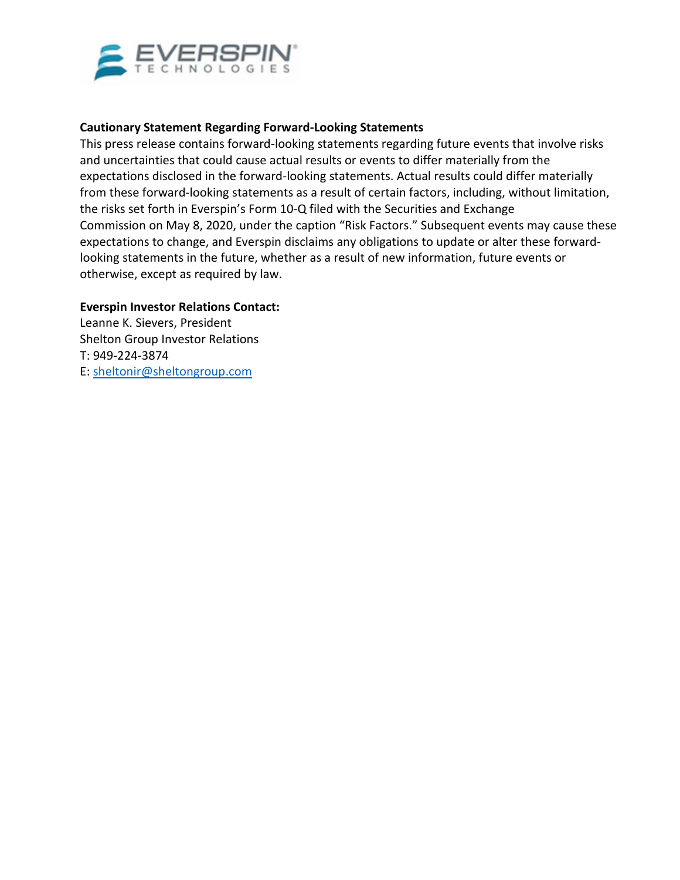**Cautionary Statement Regarding Forward-Looking Statements**

This press release contains forward-looking statements regarding future events that involve risks and uncertainties that could cause actual results or events to differ materially from the expectations disclosed in the forward-looking statements. Actual results could differ materially from these forward-looking statements as a result of certain factors, including, without limitation, the risks set forth in Everspin's Form 10-Q filed with the Securities and Exchange Commission on May 8, 2020, under the caption "Risk Factors." Subsequent events may cause these expectations to change, and Everspin disclaims any obligations to update or alter these forward-looking statements in the future, whether as a result of new information, future events or otherwise, except as required by law.

**Everspin Investor Relations Contact:**

Leanne K. Sievers, President
Shelton Group Investor Relations
T: 949-224-3874
E: sheltonir@sheltongroup.com